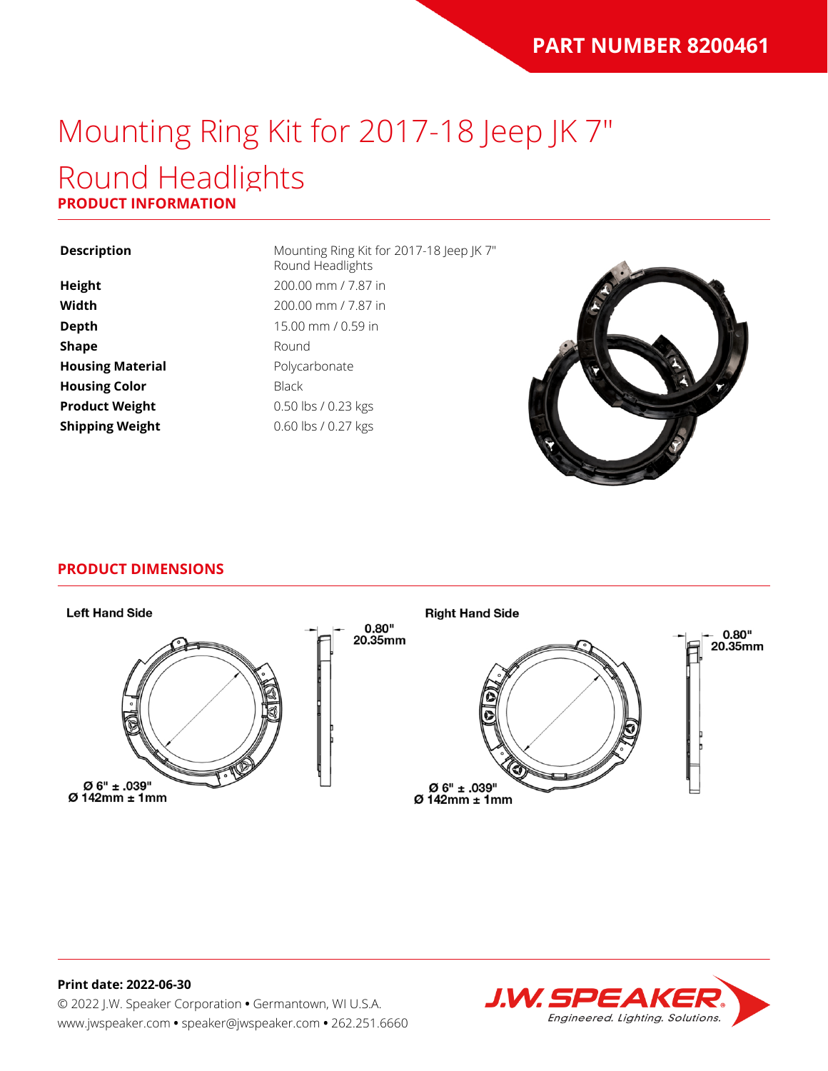**PART NUMBER 8200461**

# Mounting Ring Kit for 2017-18 Jeep JK 7" Round Headlights

## PRODUCT INFORMATION

| | |
|---|---|
| **Description** | Mounting Ring Kit for 2017-18 Jeep JK 7" Round Headlights |
| **Height** | 200.00 mm / 7.87 in |
| **Width** | 200.00 mm / 7.87 in |
| **Depth** | 15.00 mm / 0.59 in |
| **Shape** | Round |
| **Housing Material** | Polycarbonate |
| **Housing Color** | Black |
| **Product Weight** | 0.50 lbs / 0.23 kgs |
| **Shipping Weight** | 0.60 lbs / 0.27 kgs |

## PRODUCT DIMENSIONS

**Left Hand Side**

0.80"
20.35mm

Ø 6" ± .039"
Ø 142mm ± 1mm

**Right Hand Side**

0.80"
20.35mm

Ø 6" ± .039"
Ø 142mm ± 1mm

**Print date: 2022-06-30**

© 2022 J.W. Speaker Corporation • Germantown, WI U.S.A.
www.jwspeaker.com • speaker@jwspeaker.com • 262.251.6660

J.W. SPEAKER® Engineered. Lighting. Solutions.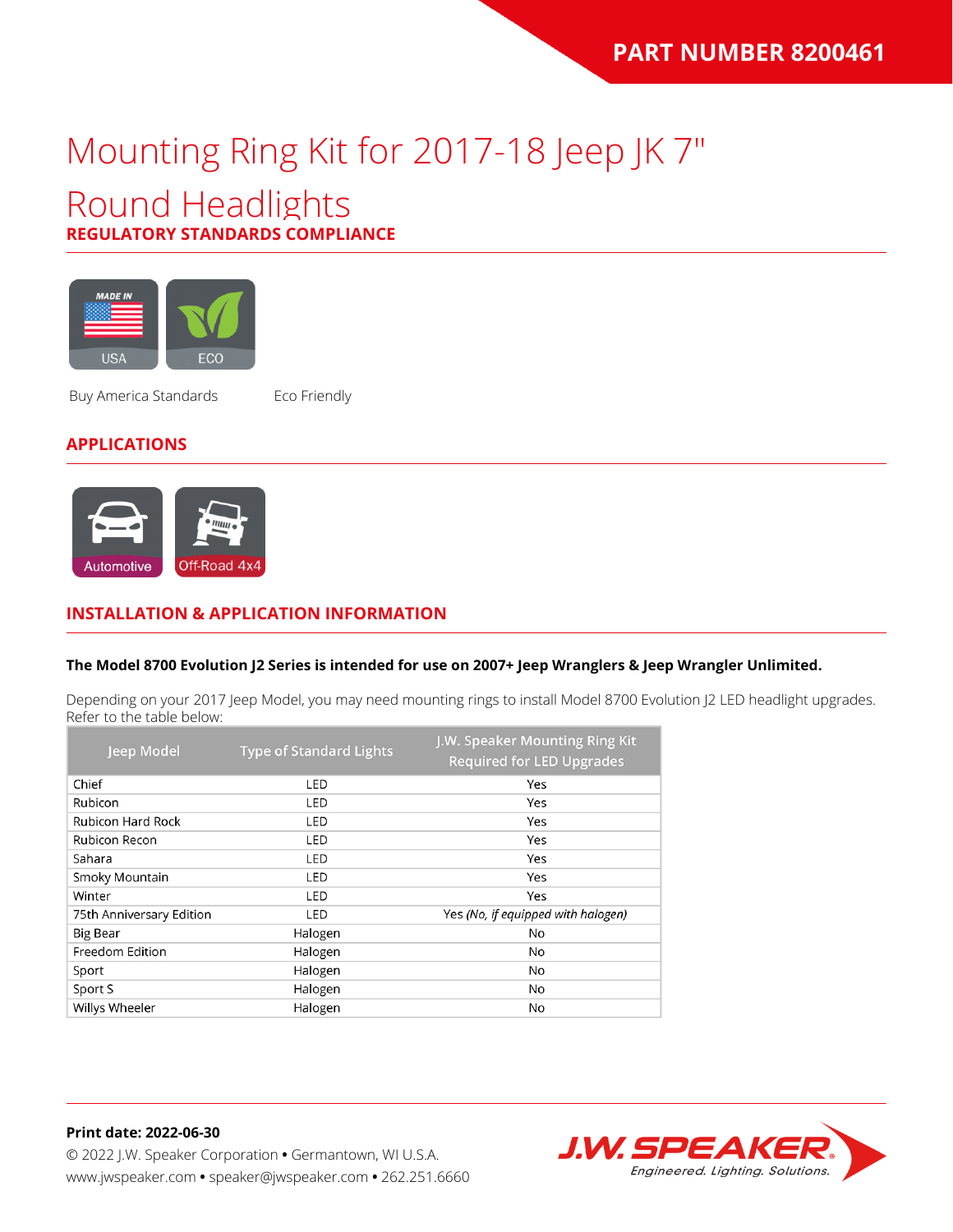PART NUMBER 8200461

# Mounting Ring Kit for 2017-18 Jeep JK 7" Round Headlights

## REGULATORY STANDARDS COMPLIANCE

Buy America Standards

Eco Friendly

## APPLICATIONS

Automotive

Off-Road 4x4

## INSTALLATION & APPLICATION INFORMATION

**The Model 8700 Evolution J2 Series is intended for use on 2007+ Jeep Wranglers & Jeep Wrangler Unlimited.**

Depending on your 2017 Jeep Model, you may need mounting rings to install Model 8700 Evolution J2 LED headlight upgrades. Refer to the table below:

| Jeep Model | Type of Standard Lights | J.W. Speaker Mounting Ring Kit Required for LED Upgrades |
|---|---|---|
| Chief | LED | Yes |
| Rubicon | LED | Yes |
| Rubicon Hard Rock | LED | Yes |
| Rubicon Recon | LED | Yes |
| Sahara | LED | Yes |
| Smoky Mountain | LED | Yes |
| Winter | LED | Yes |
| 75th Anniversary Edition | LED | Yes *(No, if equipped with halogen)* |
| Big Bear | Halogen | No |
| Freedom Edition | Halogen | No |
| Sport | Halogen | No |
| Sport S | Halogen | No |
| Willys Wheeler | Halogen | No |

**Print date: 2022-06-30**

© 2022 J.W. Speaker Corporation • Germantown, WI U.S.A.
www.jwspeaker.com • speaker@jwspeaker.com • 262.251.6660

J.W. SPEAKER Engineered. Lighting. Solutions.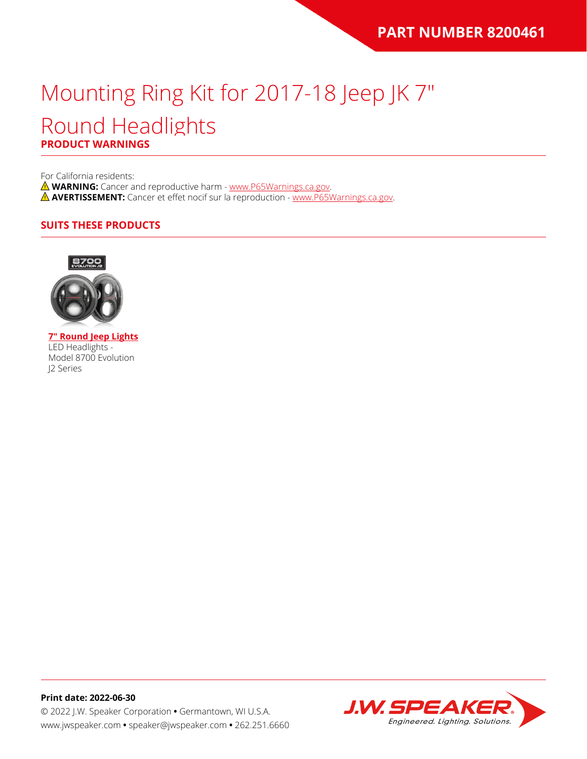# PART NUMBER 8200461

# Mounting Ring Kit for 2017-18 Jeep JK 7" Round Headlights

## PRODUCT WARNINGS

For California residents:
⚠ **WARNING:** Cancer and reproductive harm - www.P65Warnings.ca.gov.
⚠ **AVERTISSEMENT:** Cancer et effet nocif sur la reproduction - www.P65Warnings.ca.gov.

## SUITS THESE PRODUCTS

**7" Round Jeep Lights**
LED Headlights - Model 8700 Evolution J2 Series

**Print date: 2022-06-30**
© 2022 J.W. Speaker Corporation • Germantown, WI U.S.A.
www.jwspeaker.com • speaker@jwspeaker.com • 262.251.6660